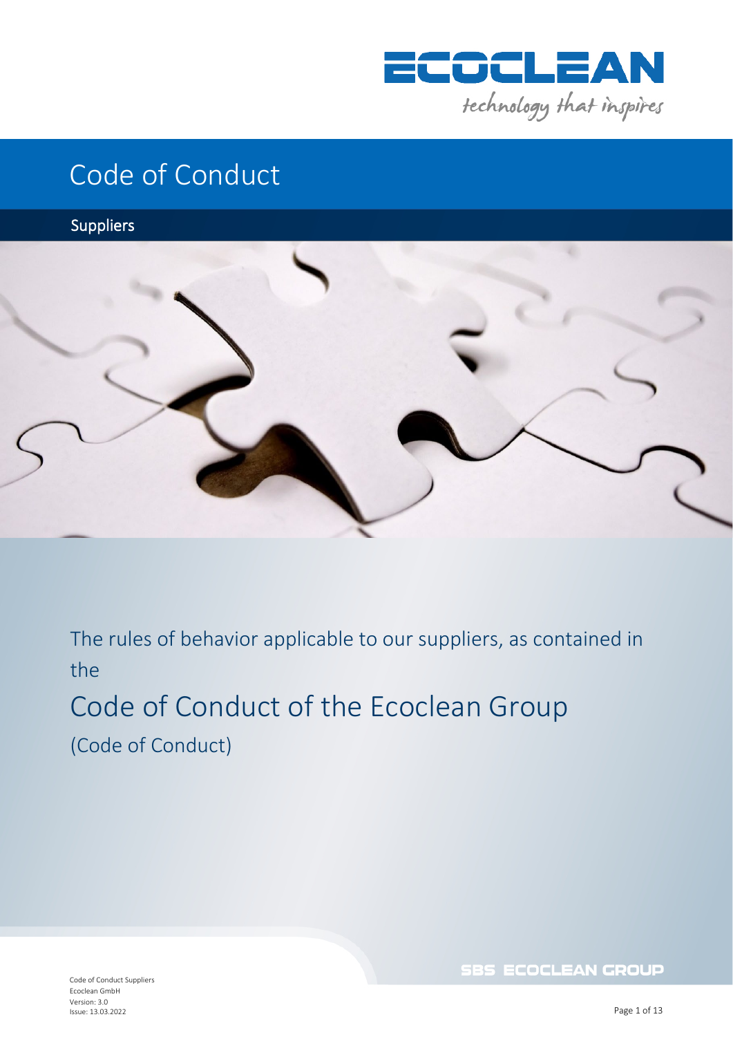# Code of Conduct

## Suppliers

The rules of behavior applicable to our suppliers, as contained in the

# Code of Conduct of the Ecoclean Group

(Code of Conduct)

Code of Conduct Suppliers
Ecoclean GmbH
Version: 3.0
Issue: 13.03.2022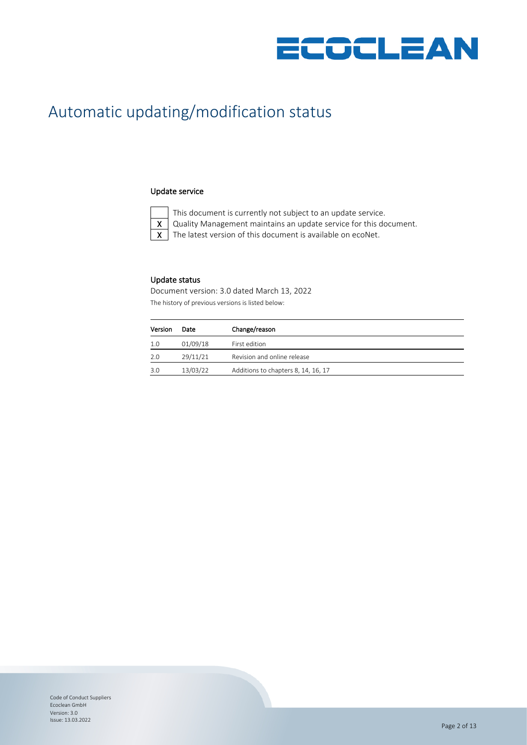# Automatic updating/modification status

### Update service

- [ ] This document is currently not subject to an update service.
- [x] Quality Management maintains an update service for this document.
- [x] The latest version of this document is available on ecoNet.

### Update status

Document version: 3.0 dated March 13, 2022

The history of previous versions is listed below:

| Version | Date | Change/reason |
| --- | --- | --- |
| 1.0 | 01/09/18 | First edition |
| 2.0 | 29/11/21 | Revision and online release |
| 3.0 | 13/03/22 | Additions to chapters 8, 14, 16, 17 |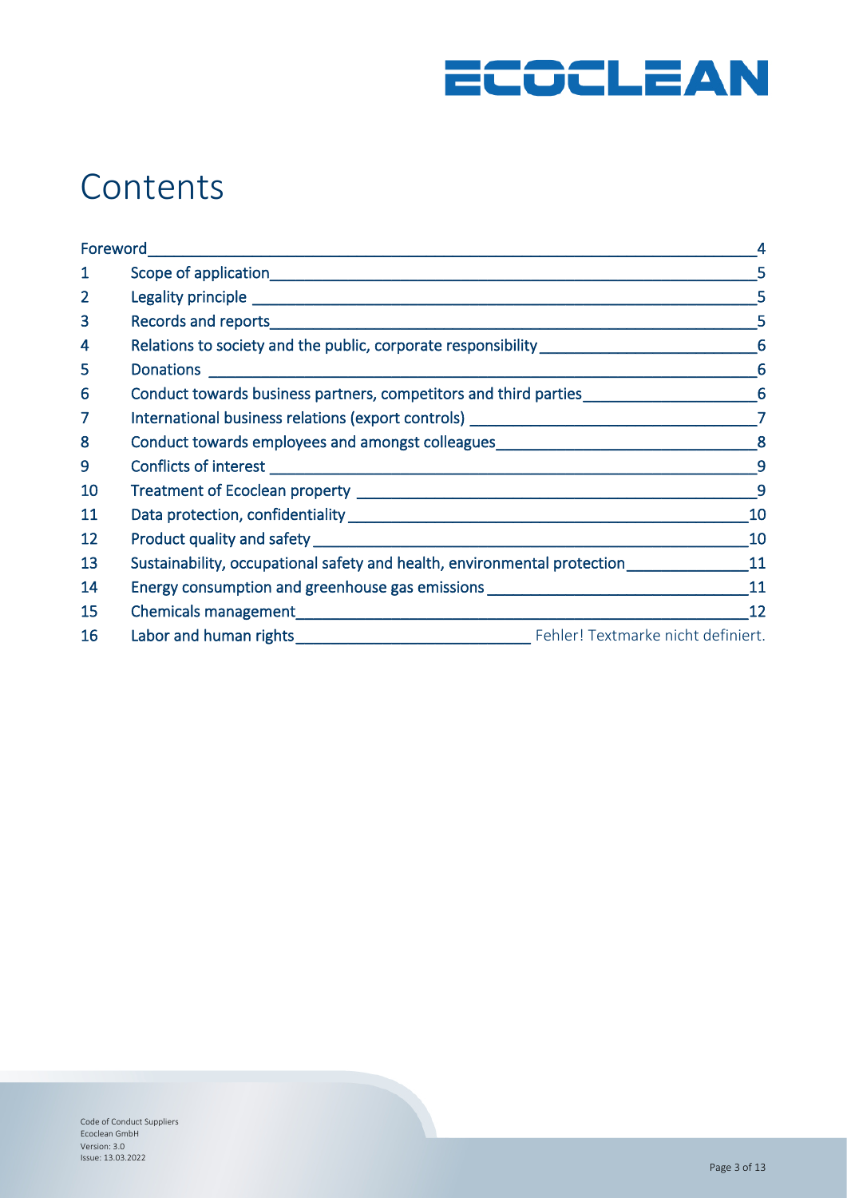# Contents

| | | |
|---|---|---|
| Foreword | | 4 |
| 1 | Scope of application | 5 |
| 2 | Legality principle | 5 |
| 3 | Records and reports | 5 |
| 4 | Relations to society and the public, corporate responsibility | 6 |
| 5 | Donations | 6 |
| 6 | Conduct towards business partners, competitors and third parties | 6 |
| 7 | International business relations (export controls) | 7 |
| 8 | Conduct towards employees and amongst colleagues | 8 |
| 9 | Conflicts of interest | 9 |
| 10 | Treatment of Ecoclean property | 9 |
| 11 | Data protection, confidentiality | 10 |
| 12 | Product quality and safety | 10 |
| 13 | Sustainability, occupational safety and health, environmental protection | 11 |
| 14 | Energy consumption and greenhouse gas emissions | 11 |
| 15 | Chemicals management | 12 |
| 16 | Labor and human rights | Fehler! Textmarke nicht definiert. |

Code of Conduct Suppliers
Ecoclean GmbH
Version: 3.0
Issue: 13.03.2022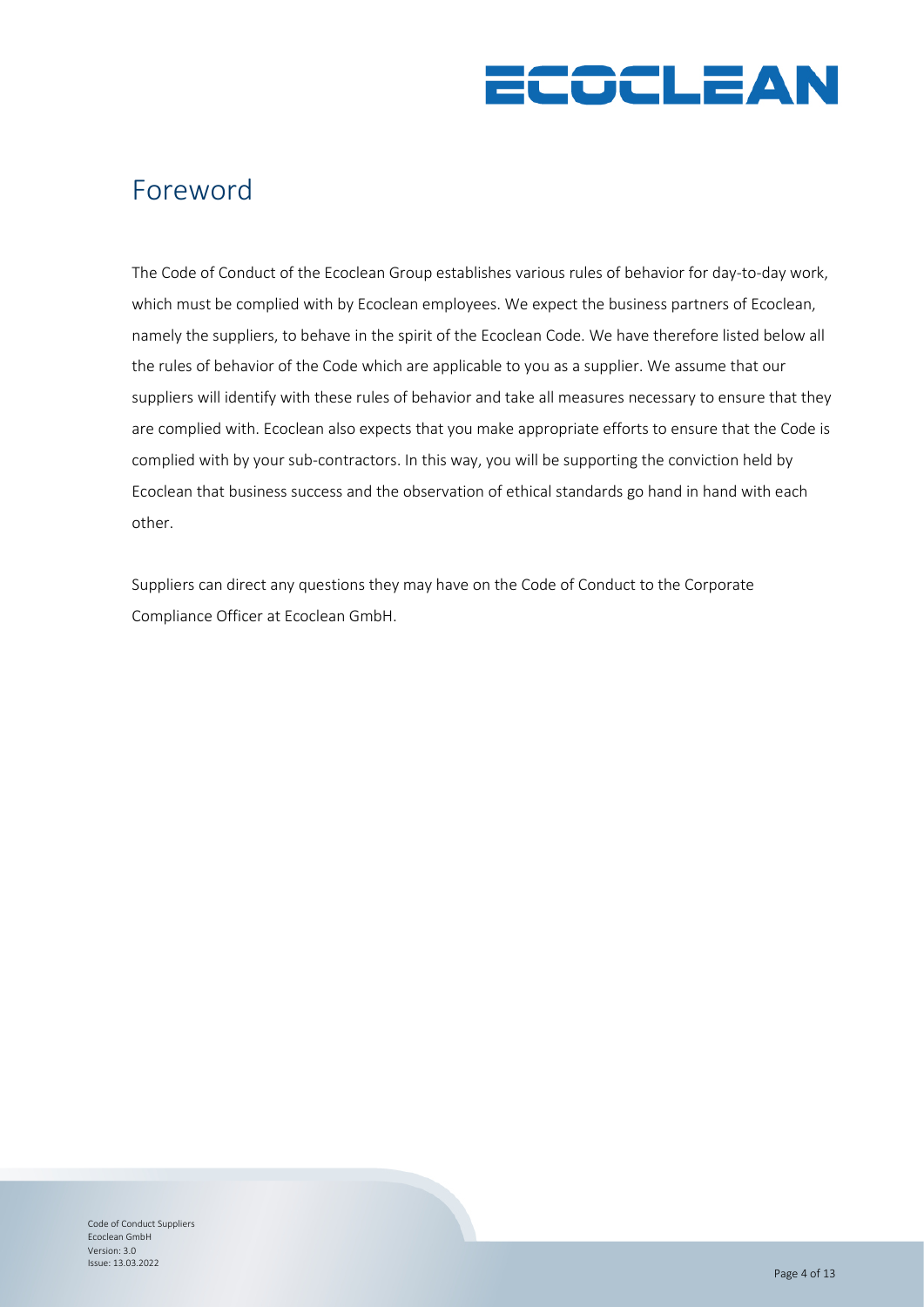# Foreword

The Code of Conduct of the Ecoclean Group establishes various rules of behavior for day-to-day work, which must be complied with by Ecoclean employees. We expect the business partners of Ecoclean, namely the suppliers, to behave in the spirit of the Ecoclean Code. We have therefore listed below all the rules of behavior of the Code which are applicable to you as a supplier. We assume that our suppliers will identify with these rules of behavior and take all measures necessary to ensure that they are complied with. Ecoclean also expects that you make appropriate efforts to ensure that the Code is complied with by your sub-contractors. In this way, you will be supporting the conviction held by Ecoclean that business success and the observation of ethical standards go hand in hand with each other.

Suppliers can direct any questions they may have on the Code of Conduct to the Corporate Compliance Officer at Ecoclean GmbH.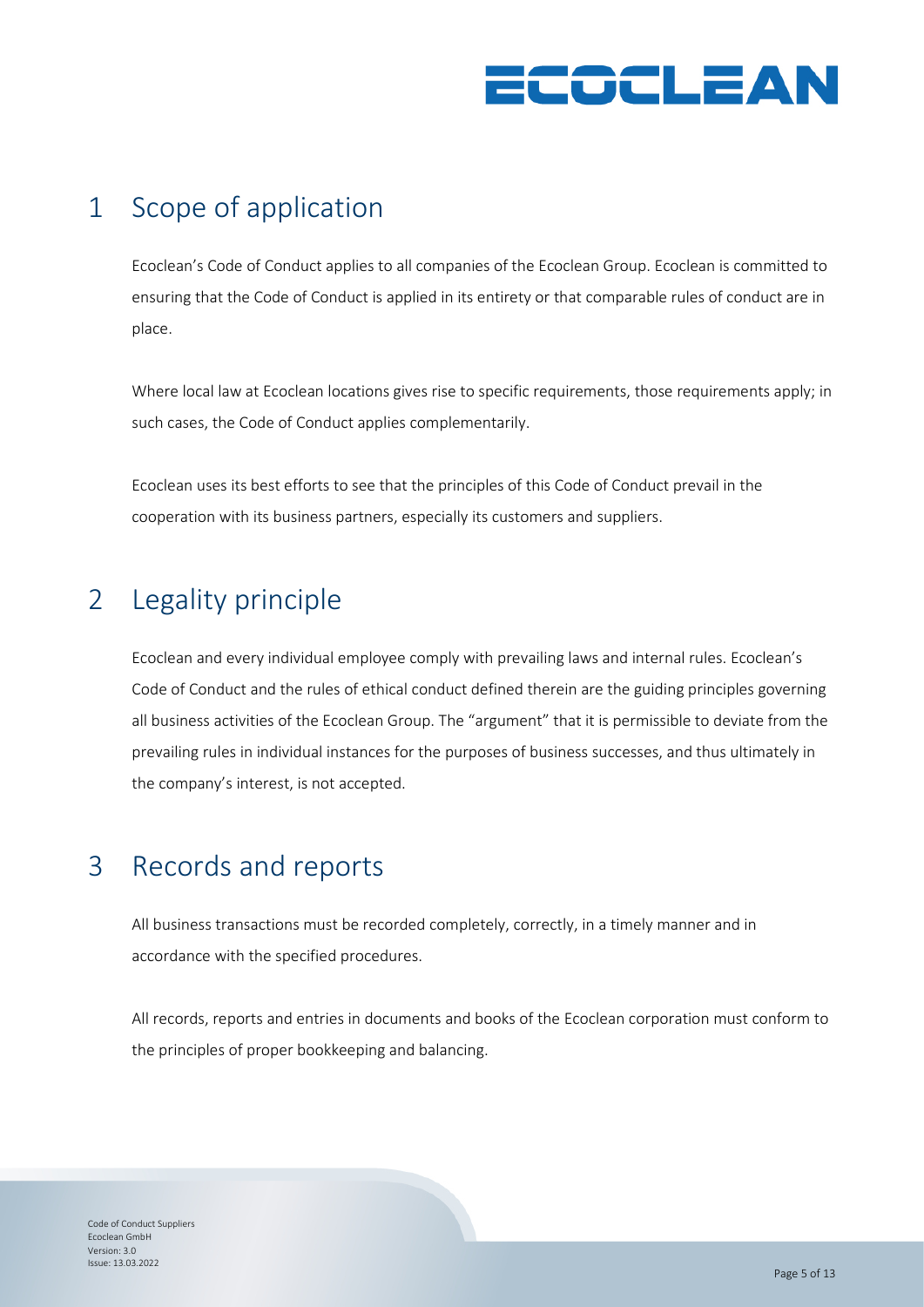# 1 Scope of application

Ecoclean's Code of Conduct applies to all companies of the Ecoclean Group. Ecoclean is committed to ensuring that the Code of Conduct is applied in its entirety or that comparable rules of conduct are in place.

Where local law at Ecoclean locations gives rise to specific requirements, those requirements apply; in such cases, the Code of Conduct applies complementarily.

Ecoclean uses its best efforts to see that the principles of this Code of Conduct prevail in the cooperation with its business partners, especially its customers and suppliers.

# 2 Legality principle

Ecoclean and every individual employee comply with prevailing laws and internal rules. Ecoclean's Code of Conduct and the rules of ethical conduct defined therein are the guiding principles governing all business activities of the Ecoclean Group. The "argument" that it is permissible to deviate from the prevailing rules in individual instances for the purposes of business successes, and thus ultimately in the company's interest, is not accepted.

# 3 Records and reports

All business transactions must be recorded completely, correctly, in a timely manner and in accordance with the specified procedures.

All records, reports and entries in documents and books of the Ecoclean corporation must conform to the principles of proper bookkeeping and balancing.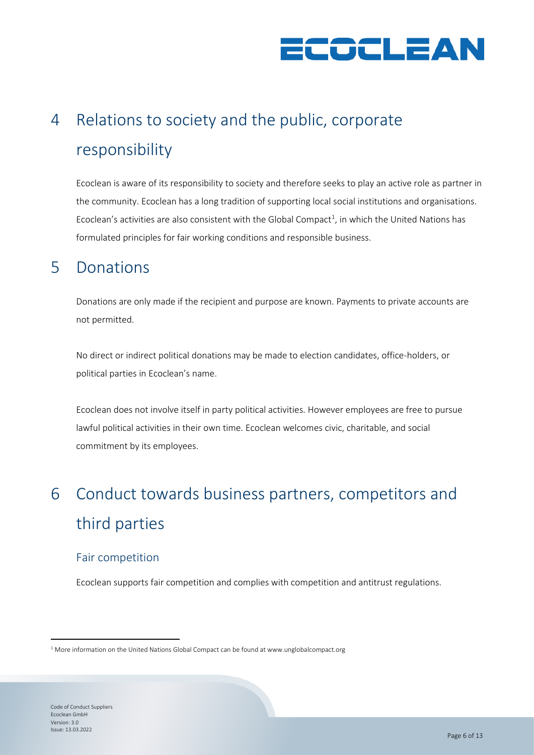# 4 Relations to society and the public, corporate responsibility

Ecoclean is aware of its responsibility to society and therefore seeks to play an active role as partner in the community. Ecoclean has a long tradition of supporting local social institutions and organisations. Ecoclean's activities are also consistent with the Global Compact[1], in which the United Nations has formulated principles for fair working conditions and responsible business.

# 5 Donations

Donations are only made if the recipient and purpose are known. Payments to private accounts are not permitted.

No direct or indirect political donations may be made to election candidates, office-holders, or political parties in Ecoclean's name.

Ecoclean does not involve itself in party political activities. However employees are free to pursue lawful political activities in their own time. Ecoclean welcomes civic, charitable, and social commitment by its employees.

# 6 Conduct towards business partners, competitors and third parties

## Fair competition

Ecoclean supports fair competition and complies with competition and antitrust regulations.

---

[1] More information on the United Nations Global Compact can be found at www.unglobalcompact.org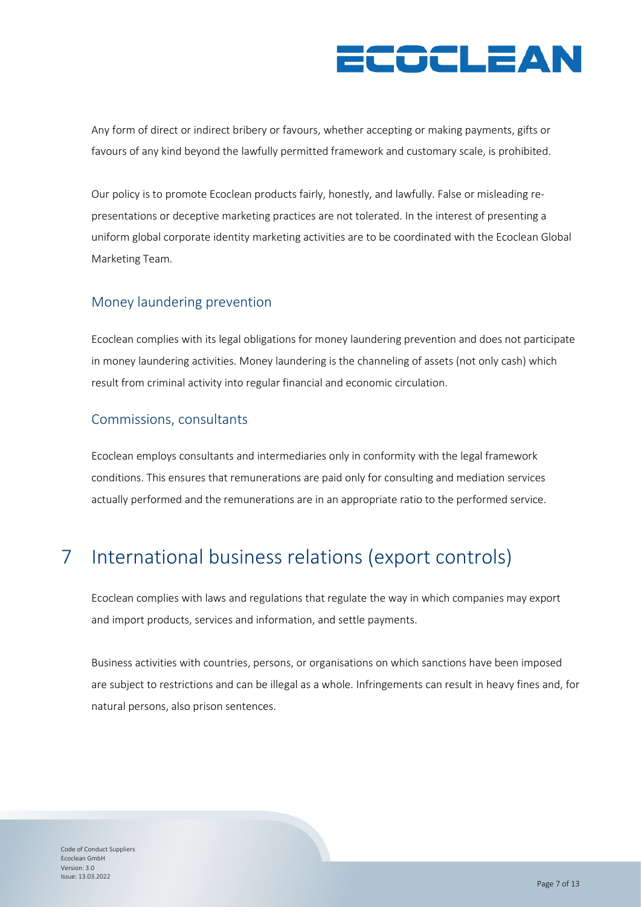Any form of direct or indirect bribery or favours, whether accepting or making payments, gifts or favours of any kind beyond the lawfully permitted framework and customary scale, is prohibited.

Our policy is to promote Ecoclean products fairly, honestly, and lawfully. False or misleading representations or deceptive marketing practices are not tolerated. In the interest of presenting a uniform global corporate identity marketing activities are to be coordinated with the Ecoclean Global Marketing Team.

### Money laundering prevention

Ecoclean complies with its legal obligations for money laundering prevention and does not participate in money laundering activities. Money laundering is the channeling of assets (not only cash) which result from criminal activity into regular financial and economic circulation.

### Commissions, consultants

Ecoclean employs consultants and intermediaries only in conformity with the legal framework conditions. This ensures that remunerations are paid only for consulting and mediation services actually performed and the remunerations are in an appropriate ratio to the performed service.

## 7 International business relations (export controls)

Ecoclean complies with laws and regulations that regulate the way in which companies may export and import products, services and information, and settle payments.

Business activities with countries, persons, or organisations on which sanctions have been imposed are subject to restrictions and can be illegal as a whole. Infringements can result in heavy fines and, for natural persons, also prison sentences.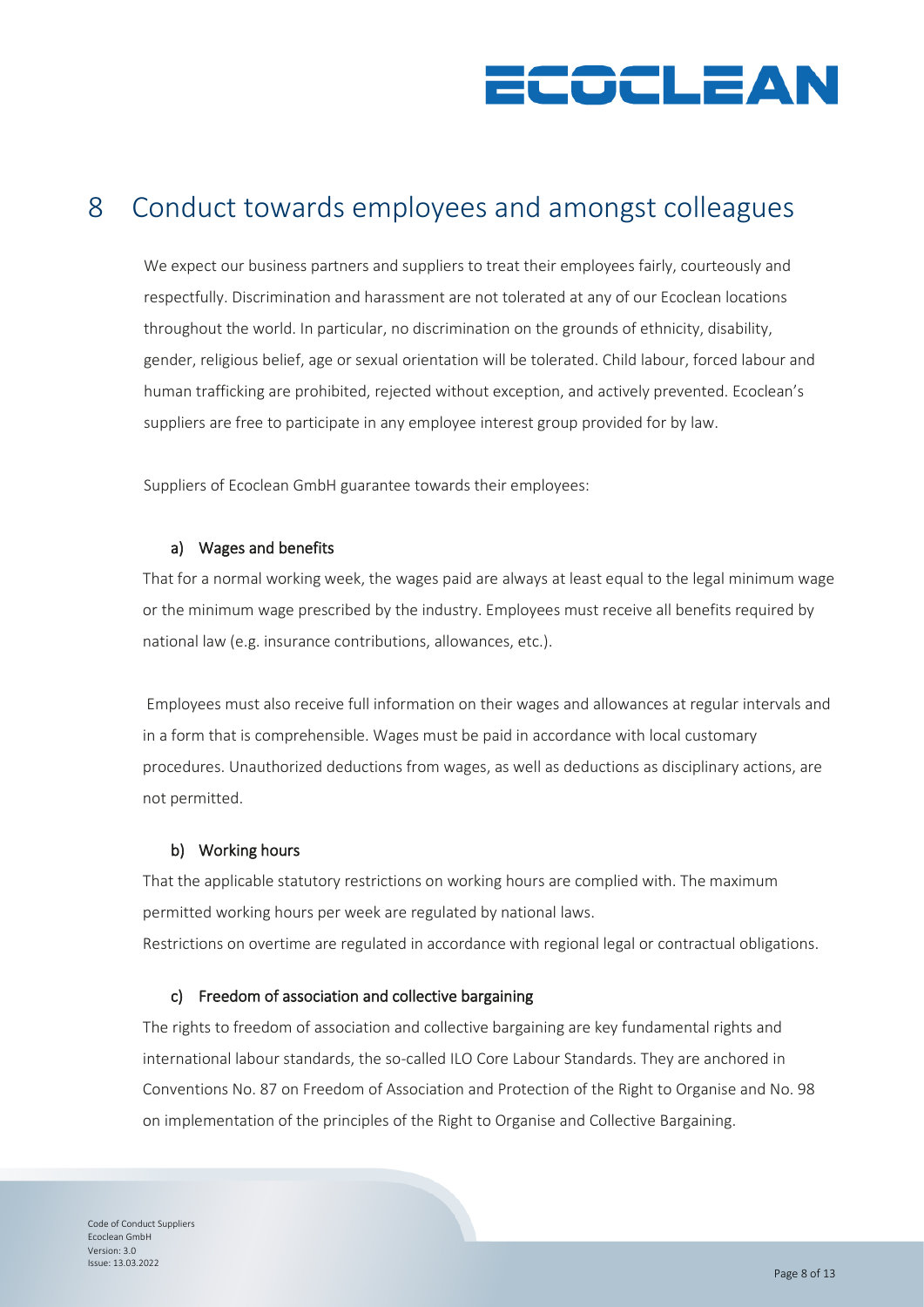# 8 Conduct towards employees and amongst colleagues

We expect our business partners and suppliers to treat their employees fairly, courteously and respectfully. Discrimination and harassment are not tolerated at any of our Ecoclean locations throughout the world. In particular, no discrimination on the grounds of ethnicity, disability, gender, religious belief, age or sexual orientation will be tolerated. Child labour, forced labour and human trafficking are prohibited, rejected without exception, and actively prevented. Ecoclean's suppliers are free to participate in any employee interest group provided for by law.

Suppliers of Ecoclean GmbH guarantee towards their employees:

### a) Wages and benefits

That for a normal working week, the wages paid are always at least equal to the legal minimum wage or the minimum wage prescribed by the industry. Employees must receive all benefits required by national law (e.g. insurance contributions, allowances, etc.).

Employees must also receive full information on their wages and allowances at regular intervals and in a form that is comprehensible. Wages must be paid in accordance with local customary procedures. Unauthorized deductions from wages, as well as deductions as disciplinary actions, are not permitted.

### b) Working hours

That the applicable statutory restrictions on working hours are complied with. The maximum permitted working hours per week are regulated by national laws.
Restrictions on overtime are regulated in accordance with regional legal or contractual obligations.

### c) Freedom of association and collective bargaining

The rights to freedom of association and collective bargaining are key fundamental rights and international labour standards, the so-called ILO Core Labour Standards. They are anchored in Conventions No. 87 on Freedom of Association and Protection of the Right to Organise and No. 98 on implementation of the principles of the Right to Organise and Collective Bargaining.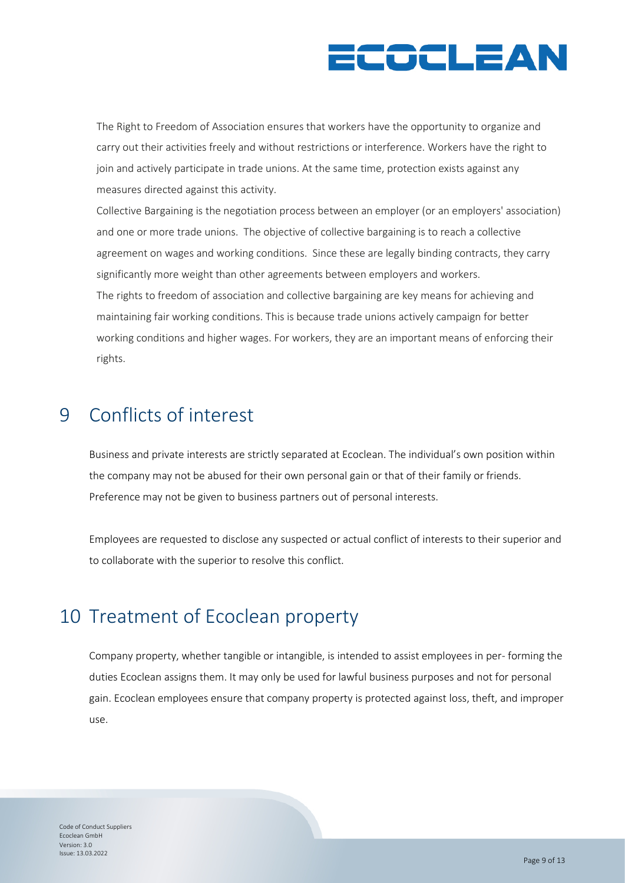The Right to Freedom of Association ensures that workers have the opportunity to organize and carry out their activities freely and without restrictions or interference. Workers have the right to join and actively participate in trade unions. At the same time, protection exists against any measures directed against this activity.

Collective Bargaining is the negotiation process between an employer (or an employers' association) and one or more trade unions. The objective of collective bargaining is to reach a collective agreement on wages and working conditions. Since these are legally binding contracts, they carry significantly more weight than other agreements between employers and workers.

The rights to freedom of association and collective bargaining are key means for achieving and maintaining fair working conditions. This is because trade unions actively campaign for better working conditions and higher wages. For workers, they are an important means of enforcing their rights.

# 9 Conflicts of interest

Business and private interests are strictly separated at Ecoclean. The individual's own position within the company may not be abused for their own personal gain or that of their family or friends. Preference may not be given to business partners out of personal interests.

Employees are requested to disclose any suspected or actual conflict of interests to their superior and to collaborate with the superior to resolve this conflict.

# 10 Treatment of Ecoclean property

Company property, whether tangible or intangible, is intended to assist employees in per- forming the duties Ecoclean assigns them. It may only be used for lawful business purposes and not for personal gain. Ecoclean employees ensure that company property is protected against loss, theft, and improper use.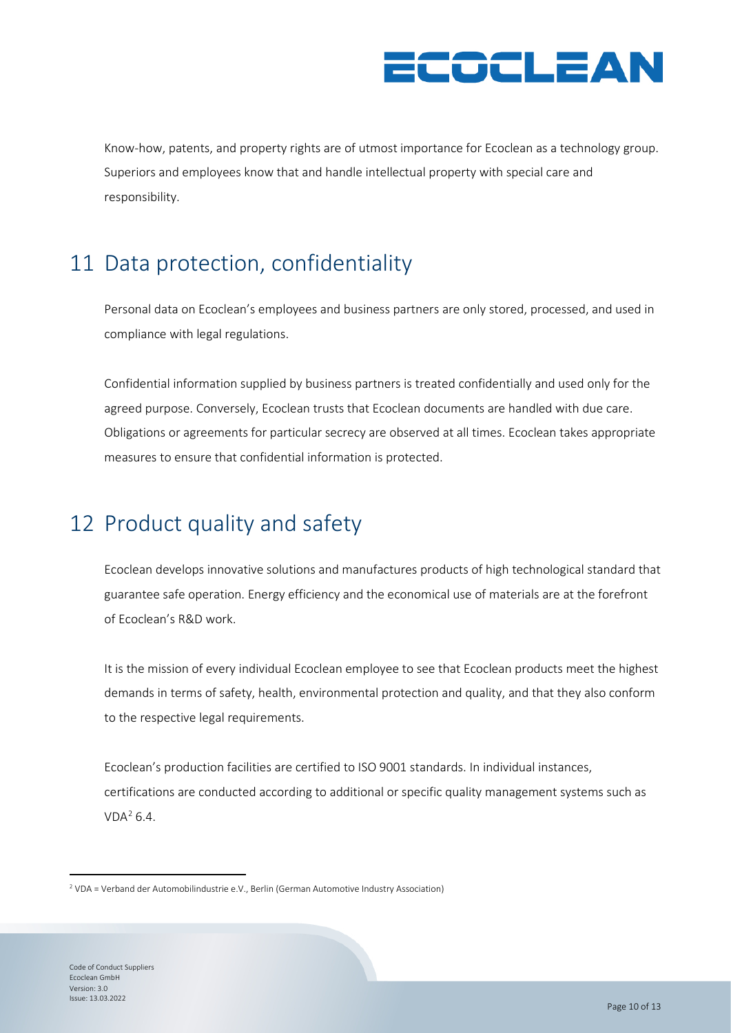Know-how, patents, and property rights are of utmost importance for Ecoclean as a technology group. Superiors and employees know that and handle intellectual property with special care and responsibility.

# 11 Data protection, confidentiality

Personal data on Ecoclean's employees and business partners are only stored, processed, and used in compliance with legal regulations.

Confidential information supplied by business partners is treated confidentially and used only for the agreed purpose. Conversely, Ecoclean trusts that Ecoclean documents are handled with due care. Obligations or agreements for particular secrecy are observed at all times. Ecoclean takes appropriate measures to ensure that confidential information is protected.

# 12 Product quality and safety

Ecoclean develops innovative solutions and manufactures products of high technological standard that guarantee safe operation. Energy efficiency and the economical use of materials are at the forefront of Ecoclean's R&D work.

It is the mission of every individual Ecoclean employee to see that Ecoclean products meet the highest demands in terms of safety, health, environmental protection and quality, and that they also conform to the respective legal requirements.

Ecoclean's production facilities are certified to ISO 9001 standards. In individual instances, certifications are conducted according to additional or specific quality management systems such as VDA[2] 6.4.

[2] VDA = Verband der Automobilindustrie e.V., Berlin (German Automotive Industry Association)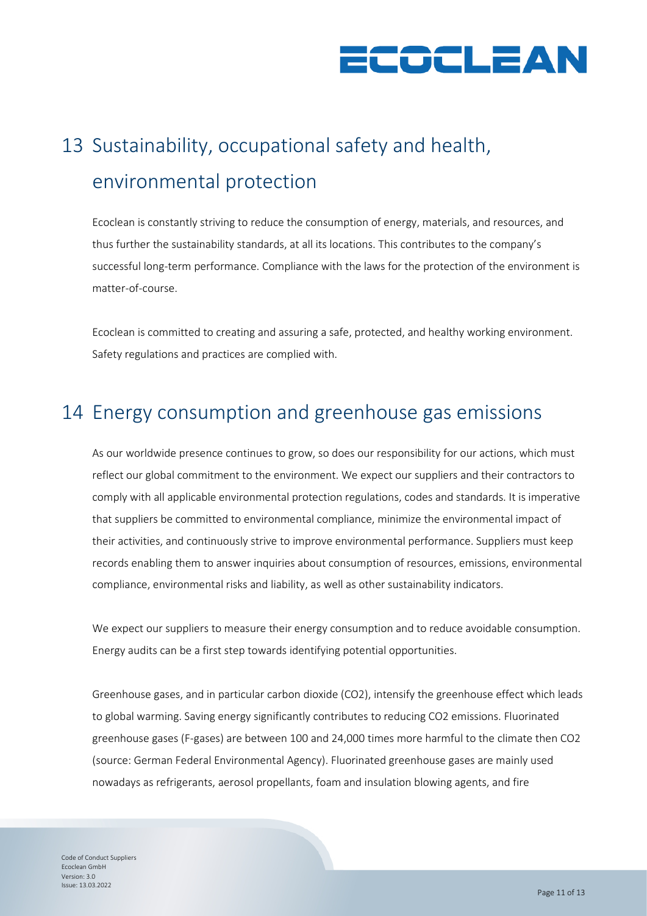# 13 Sustainability, occupational safety and health, environmental protection

Ecoclean is constantly striving to reduce the consumption of energy, materials, and resources, and thus further the sustainability standards, at all its locations. This contributes to the company's successful long-term performance. Compliance with the laws for the protection of the environment is matter-of-course.

Ecoclean is committed to creating and assuring a safe, protected, and healthy working environment. Safety regulations and practices are complied with.

# 14 Energy consumption and greenhouse gas emissions

As our worldwide presence continues to grow, so does our responsibility for our actions, which must reflect our global commitment to the environment. We expect our suppliers and their contractors to comply with all applicable environmental protection regulations, codes and standards. It is imperative that suppliers be committed to environmental compliance, minimize the environmental impact of their activities, and continuously strive to improve environmental performance. Suppliers must keep records enabling them to answer inquiries about consumption of resources, emissions, environmental compliance, environmental risks and liability, as well as other sustainability indicators.

We expect our suppliers to measure their energy consumption and to reduce avoidable consumption. Energy audits can be a first step towards identifying potential opportunities.

Greenhouse gases, and in particular carbon dioxide (CO2), intensify the greenhouse effect which leads to global warming. Saving energy significantly contributes to reducing CO2 emissions. Fluorinated greenhouse gases (F-gases) are between 100 and 24,000 times more harmful to the climate then CO2 (source: German Federal Environmental Agency). Fluorinated greenhouse gases are mainly used nowadays as refrigerants, aerosol propellants, foam and insulation blowing agents, and fire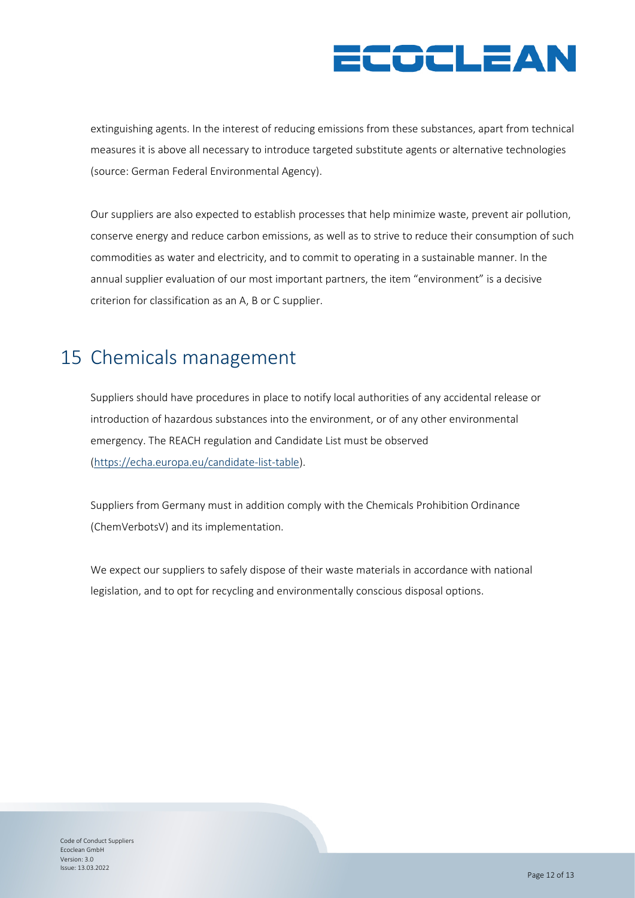extinguishing agents. In the interest of reducing emissions from these substances, apart from technical measures it is above all necessary to introduce targeted substitute agents or alternative technologies (source: German Federal Environmental Agency).

Our suppliers are also expected to establish processes that help minimize waste, prevent air pollution, conserve energy and reduce carbon emissions, as well as to strive to reduce their consumption of such commodities as water and electricity, and to commit to operating in a sustainable manner. In the annual supplier evaluation of our most important partners, the item "environment" is a decisive criterion for classification as an A, B or C supplier.

# 15 Chemicals management

Suppliers should have procedures in place to notify local authorities of any accidental release or introduction of hazardous substances into the environment, or of any other environmental emergency. The REACH regulation and Candidate List must be observed (https://echa.europa.eu/candidate-list-table).

Suppliers from Germany must in addition comply with the Chemicals Prohibition Ordinance (ChemVerbotsV) and its implementation.

We expect our suppliers to safely dispose of their waste materials in accordance with national legislation, and to opt for recycling and environmentally conscious disposal options.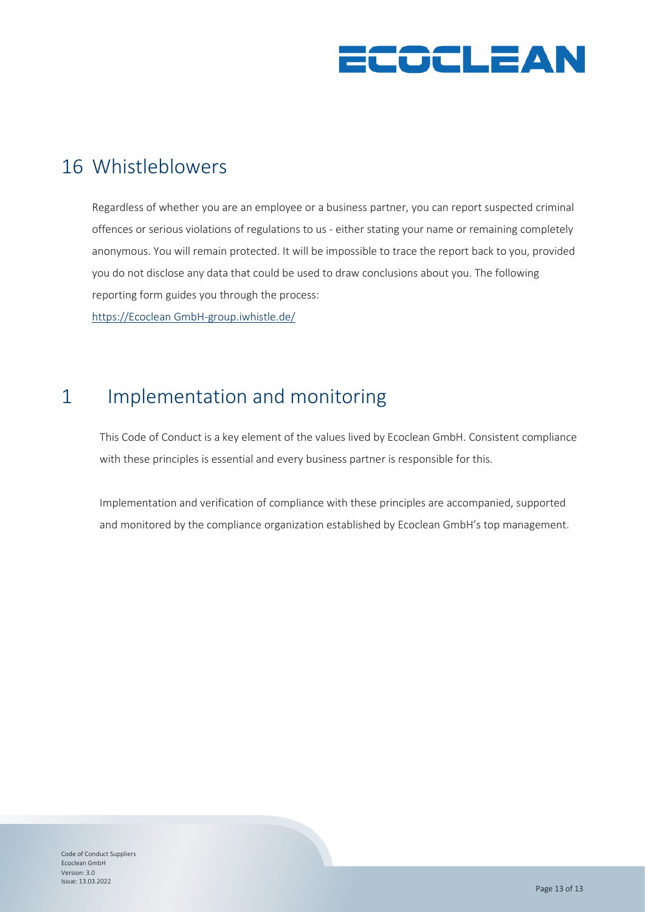# 16 Whistleblowers

Regardless of whether you are an employee or a business partner, you can report suspected criminal offences or serious violations of regulations to us - either stating your name or remaining completely anonymous. You will remain protected. It will be impossible to trace the report back to you, provided you do not disclose any data that could be used to draw conclusions about you. The following reporting form guides you through the process:

https://Ecoclean GmbH-group.iwhistle.de/

# 1 Implementation and monitoring

This Code of Conduct is a key element of the values lived by Ecoclean GmbH. Consistent compliance with these principles is essential and every business partner is responsible for this.

Implementation and verification of compliance with these principles are accompanied, supported and monitored by the compliance organization established by Ecoclean GmbH's top management.